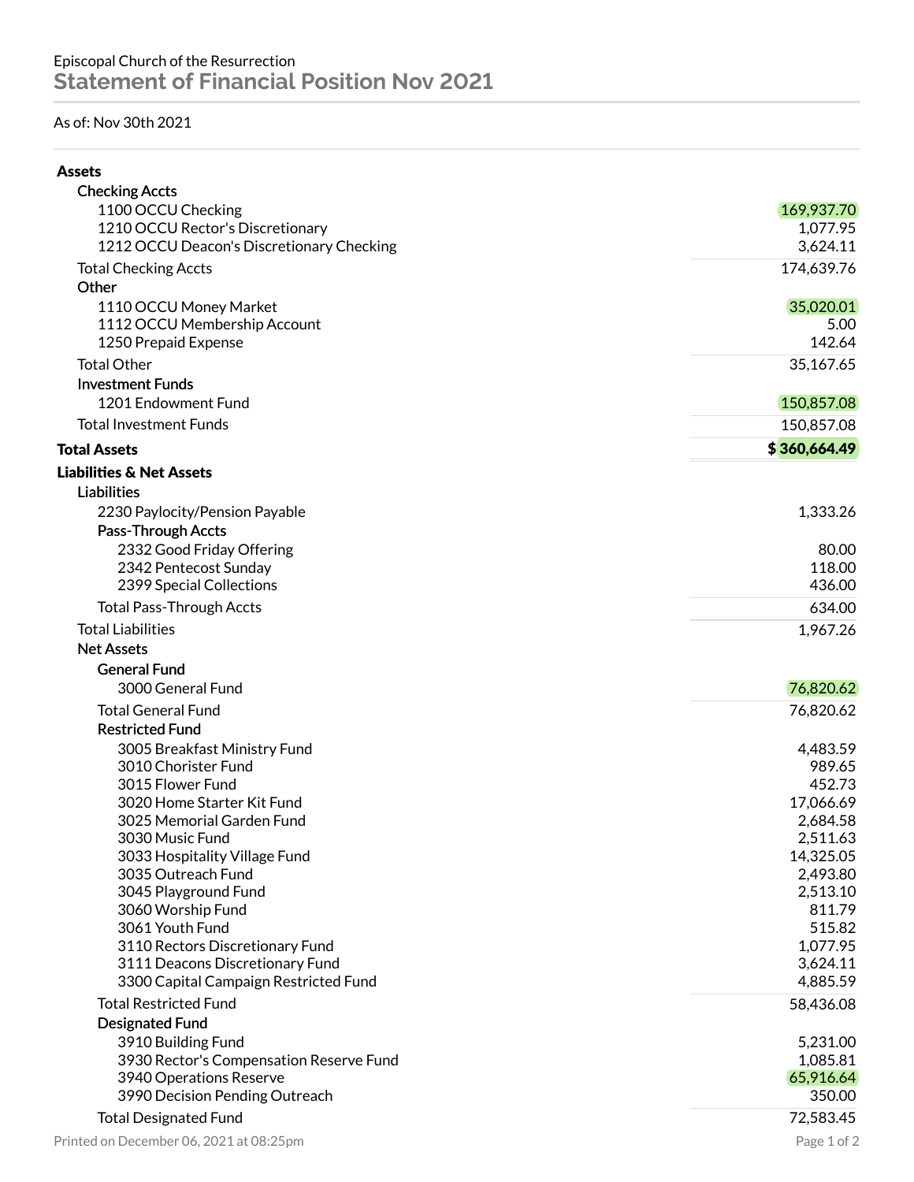Episcopal Church of the Resurrection

# Statement of Financial Position Nov 2021

As of: Nov 30th 2021

| | |
|---|---|
| **Assets** | |
| **Checking Accts** | |
| 1100 OCCU Checking | 169,937.70 |
| 1210 OCCU Rector's Discretionary | 1,077.95 |
| 1212 OCCU Deacon's Discretionary Checking | 3,624.11 |
| Total Checking Accts | 174,639.76 |
| **Other** | |
| 1110 OCCU Money Market | 35,020.01 |
| 1112 OCCU Membership Account | 5.00 |
| 1250 Prepaid Expense | 142.64 |
| Total Other | 35,167.65 |
| **Investment Funds** | |
| 1201 Endowment Fund | 150,857.08 |
| Total Investment Funds | 150,857.08 |
| **Total Assets** | **$ 360,664.49** |
| **Liabilities & Net Assets** | |
| **Liabilities** | |
| 2230 Paylocity/Pension Payable | 1,333.26 |
| **Pass-Through Accts** | |
| 2332 Good Friday Offering | 80.00 |
| 2342 Pentecost Sunday | 118.00 |
| 2399 Special Collections | 436.00 |
| Total Pass-Through Accts | 634.00 |
| Total Liabilities | 1,967.26 |
| **Net Assets** | |
| **General Fund** | |
| 3000 General Fund | 76,820.62 |
| Total General Fund | 76,820.62 |
| **Restricted Fund** | |
| 3005 Breakfast Ministry Fund | 4,483.59 |
| 3010 Chorister Fund | 989.65 |
| 3015 Flower Fund | 452.73 |
| 3020 Home Starter Kit Fund | 17,066.69 |
| 3025 Memorial Garden Fund | 2,684.58 |
| 3030 Music Fund | 2,511.63 |
| 3033 Hospitality Village Fund | 14,325.05 |
| 3035 Outreach Fund | 2,493.80 |
| 3045 Playground Fund | 2,513.10 |
| 3060 Worship Fund | 811.79 |
| 3061 Youth Fund | 515.82 |
| 3110 Rectors Discretionary Fund | 1,077.95 |
| 3111 Deacons Discretionary Fund | 3,624.11 |
| 3300 Capital Campaign Restricted Fund | 4,885.59 |
| Total Restricted Fund | 58,436.08 |
| **Designated Fund** | |
| 3910 Building Fund | 5,231.00 |
| 3930 Rector's Compensation Reserve Fund | 1,085.81 |
| 3940 Operations Reserve | 65,916.64 |
| 3990 Decision Pending Outreach | 350.00 |
| Total Designated Fund | 72,583.45 |

Printed on December 06, 2021 at 08:25pm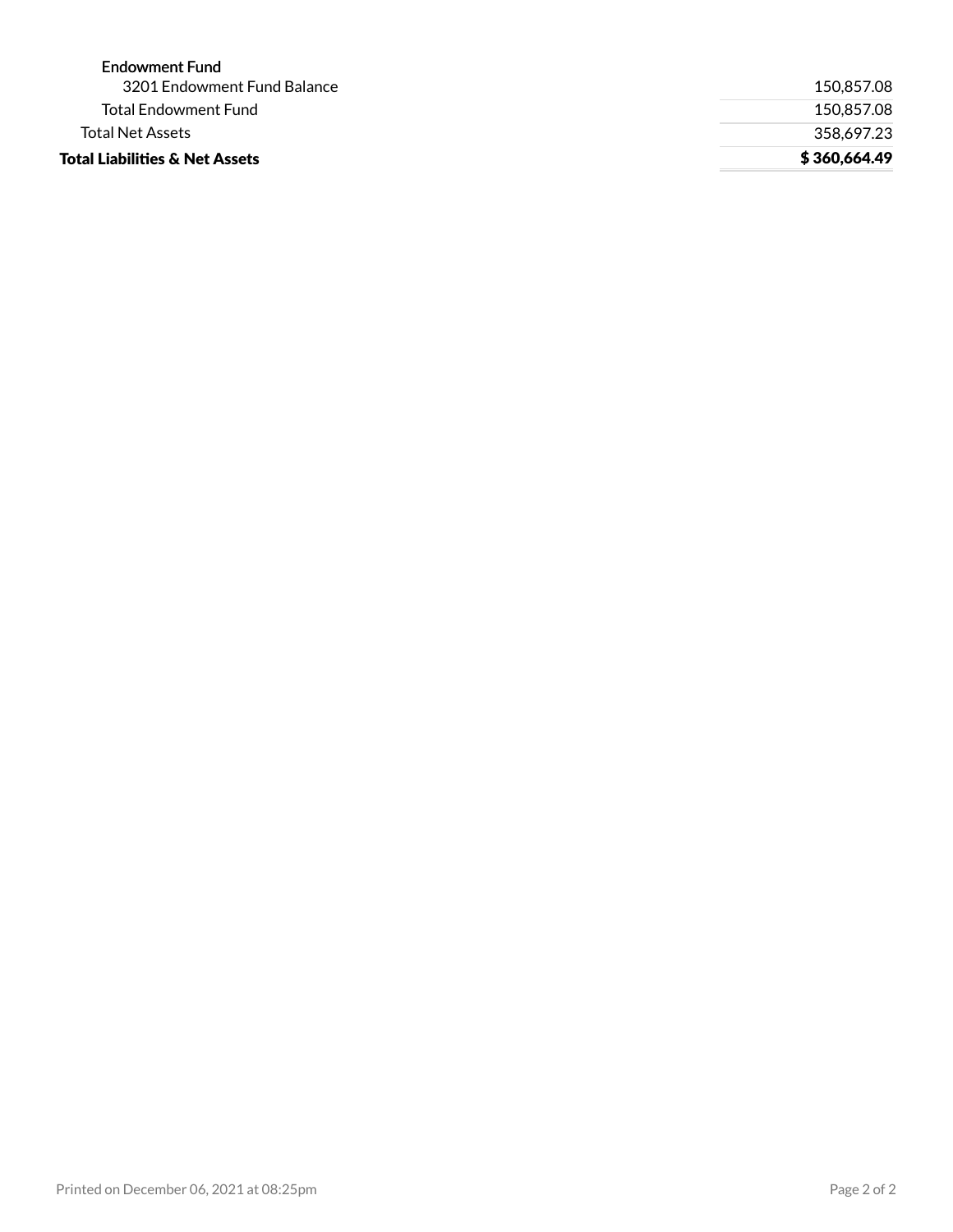| | |
|---|---|
| **Endowment Fund** | |
| 3201 Endowment Fund Balance | 150,857.08 |
| Total Endowment Fund | 150,857.08 |
| Total Net Assets | 358,697.23 |
| **Total Liabilities & Net Assets** | **$ 360,664.49** |

Printed on December 06, 2021 at 08:25pm